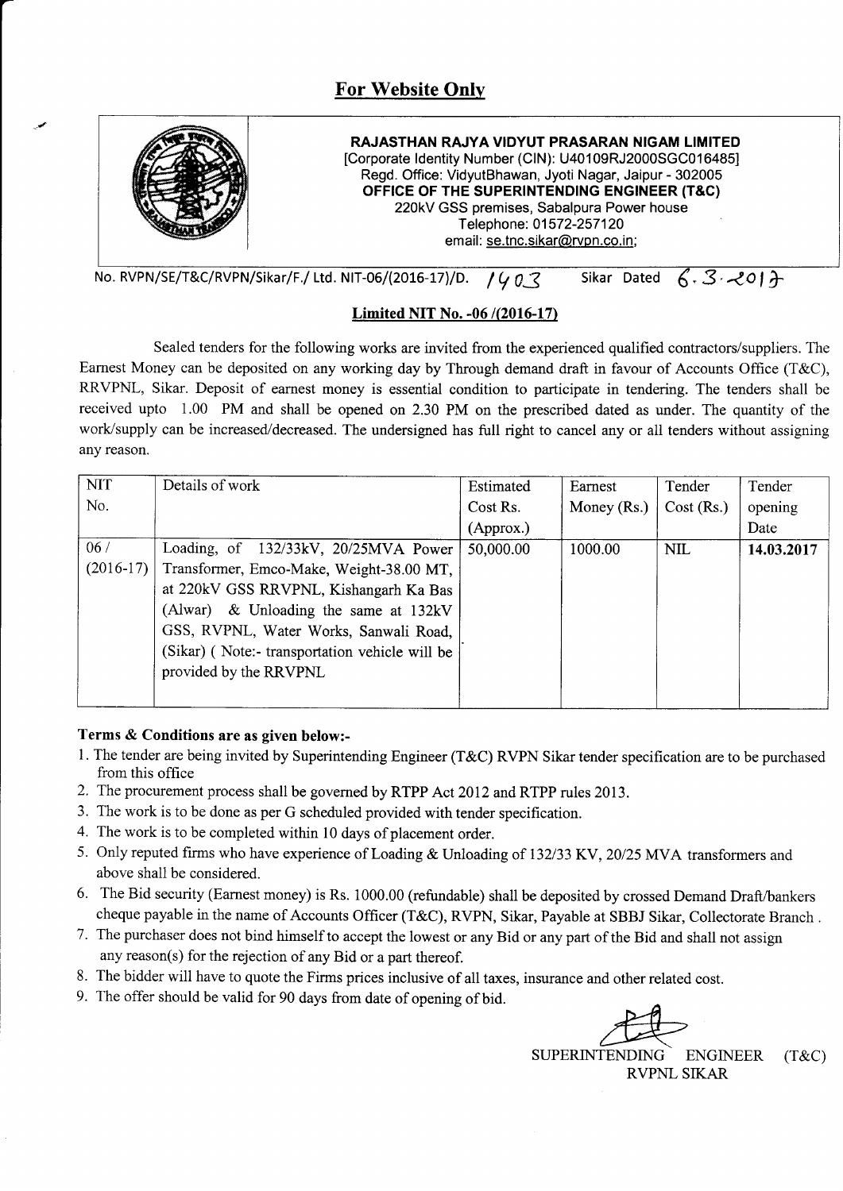## For Website Only

**RAJASTHAN RAJYA VIDYUT PRASARAN NIGAM LIMITED**
[Corporate Identity Number (CIN): U40109RJ2000SGC016485]
Regd. Office: VidyutBhawan, Jyoti Nagar, Jaipur - 302005
**OFFICE OF THE SUPERINTENDING ENGINEER (T&C)**
220kV GSS premises, Sabalpura Power house
Telephone: 01572-257120
email: se.tnc.sikar@rvpn.co.in;

No. RVPN/SE/T&C/RVPN/Sikar/F./ Ltd. NIT-06/(2016-17)/D. 1403 Sikar Dated 6.3.2017

**Limited NIT No. -06 /(2016-17)**

Sealed tenders for the following works are invited from the experienced qualified contractors/suppliers. The Earnest Money can be deposited on any working day by Through demand draft in favour of Accounts Office (T&C), RRVPNL, Sikar. Deposit of earnest money is essential condition to participate in tendering. The tenders shall be received upto 1.00 PM and shall be opened on 2.30 PM on the prescribed dated as under. The quantity of the work/supply can be increased/decreased. The undersigned has full right to cancel any or all tenders without assigning any reason.

| NIT No. | Details of work | Estimated Cost Rs. (Approx.) | Earnest Money (Rs.) | Tender Cost (Rs.) | Tender opening Date |
|---|---|---|---|---|---|
| 06 / (2016-17) | Loading, of 132/33kV, 20/25MVA Power Transformer, Emco-Make, Weight-38.00 MT, at 220kV GSS RRVPNL, Kishangarh Ka Bas (Alwar) & Unloading the same at 132kV GSS, RVPNL, Water Works, Sanwali Road, (Sikar) ( Note:- transportation vehicle will be provided by the RRVPNL | 50,000.00 | 1000.00 | NIL | **14.03.2017** |

**Terms & Conditions are as given below:-**

1. The tender are being invited by Superintending Engineer (T&C) RVPN Sikar tender specification are to be purchased from this office
2. The procurement process shall be governed by RTPP Act 2012 and RTPP rules 2013.
3. The work is to be done as per G scheduled provided with tender specification.
4. The work is to be completed within 10 days of placement order.
5. Only reputed firms who have experience of Loading & Unloading of 132/33 KV, 20/25 MVA transformers and above shall be considered.
6. The Bid security (Earnest money) is Rs. 1000.00 (refundable) shall be deposited by crossed Demand Draft/bankers cheque payable in the name of Accounts Officer (T&C), RVPN, Sikar, Payable at SBBJ Sikar, Collectorate Branch .
7. The purchaser does not bind himself to accept the lowest or any Bid or any part of the Bid and shall not assign any reason(s) for the rejection of any Bid or a part thereof.
8. The bidder will have to quote the Firms prices inclusive of all taxes, insurance and other related cost.
9. The offer should be valid for 90 days from date of opening of bid.

SUPERINTENDING ENGINEER (T&C)
RVPNL SIKAR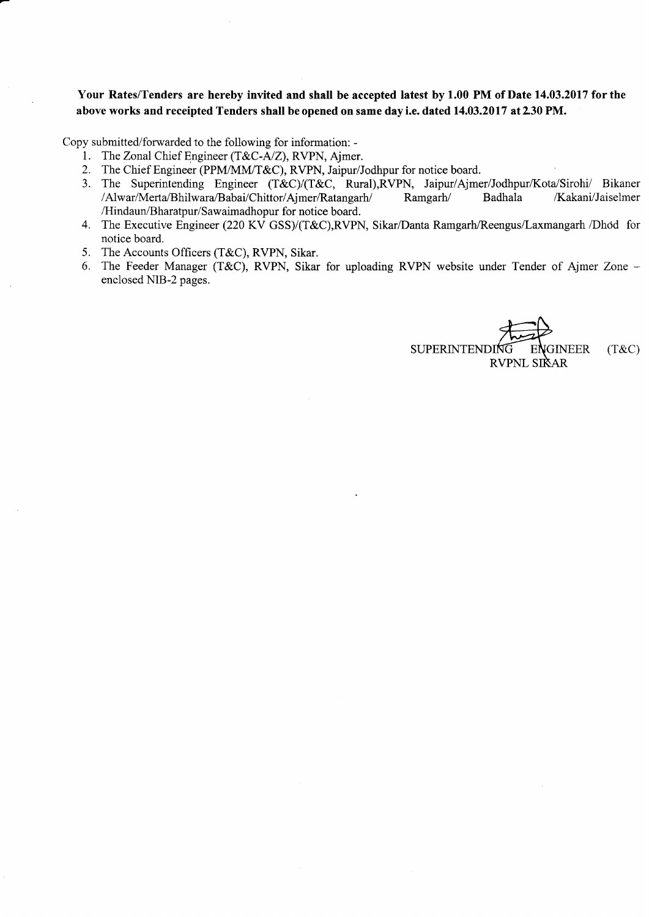**Your Rates/Tenders are hereby invited and shall be accepted latest by 1.00 PM of Date 14.03.2017 for the above works and receipted Tenders shall be opened on same day i.e. dated 14.03.2017 at 2.30 PM.**

Copy submitted/forwarded to the following for information: -

1. The Zonal Chief Engineer (T&C-A/Z), RVPN, Ajmer.
2. The Chief Engineer (PPM/MM/T&C), RVPN, Jaipur/Jodhpur for notice board.
3. The Superintending Engineer (T&C)/(T&C, Rural),RVPN, Jaipur/Ajmer/Jodhpur/Kota/Sirohi/ Bikaner /Alwar/Merta/Bhilwara/Babai/Chittor/Ajmer/Ratangarh/ Ramgarh/ Badhala /Kakani/Jaiselmer /Hindaun/Bharatpur/Sawaimadhopur for notice board.
4. The Executive Engineer (220 KV GSS)/(T&C),RVPN, Sikar/Danta Ramgarh/Reengus/Laxmangarh /Dhod for notice board.
5. The Accounts Officers (T&C), RVPN, Sikar.
6. The Feeder Manager (T&C), RVPN, Sikar for uploading RVPN website under Tender of Ajmer Zone – enclosed NIB-2 pages.

SUPERINTENDING ENGINEER (T&C)
RVPNL SIKAR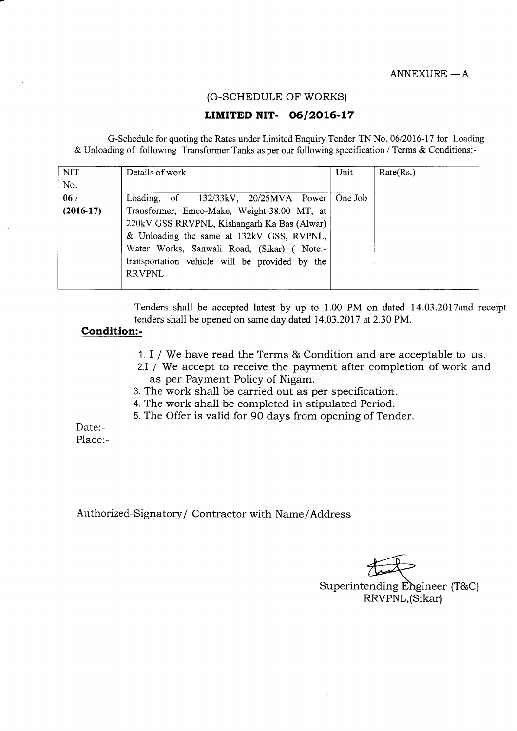ANNEXURE — A

## (G-SCHEDULE OF WORKS)

## LIMITED NIT- 06/2016-17

G-Schedule for quoting the Rates under Limited Enquiry Tender TN No. 06/2016-17 for Loading & Unloading of following Transformer Tanks as per our following specification / Terms & Conditions:-

| NIT No. | Details of work | Unit | Rate(Rs.) |
|---|---|---|---|
| **06 / (2016-17)** | Loading, of 132/33kV, 20/25MVA Power Transformer, Emco-Make, Weight-38.00 MT, at 220kV GSS RRVPNL, Kishangarh Ka Bas (Alwar) & Unloading the same at 132kV GSS, RVPNL, Water Works, Sanwali Road, (Sikar) ( Note:- transportation vehicle will be provided by the RRVPNL | One Job | |

Tenders shall be accepted latest by up to 1.00 PM on dated 14.03.2017and receipt tenders shall be opened on same day dated 14.03.2017 at 2.30 PM.

**Condition:-**

1. I / We have read the Terms & Condition and are acceptable to us.
2. I / We accept to receive the payment after completion of work and as per Payment Policy of Nigam.
3. The work shall be carried out as per specification.
4. The work shall be completed in stipulated Period.
5. The Offer is valid for 90 days from opening of Tender.

Date:-

Place:-

Authorized-Signatory/ Contractor with Name/Address

Superintending Engineer (T&C)
RRVPNL,(Sikar)